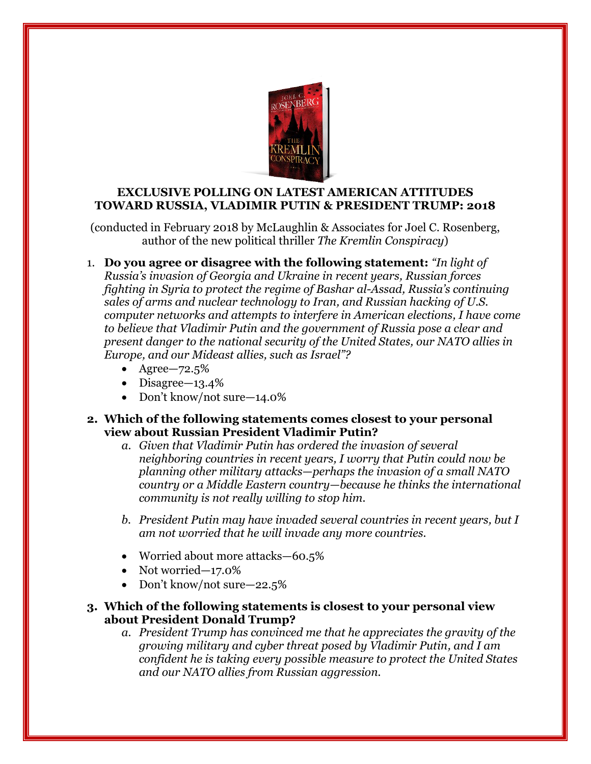**EXCLUSIVE POLLING ON LATEST AMERICAN ATTITUDES TOWARD RUSSIA, VLADIMIR PUTIN & PRESIDENT TRUMP: 2018**

(conducted in February 2018 by McLaughlin & Associates for Joel C. Rosenberg, author of the new political thriller *The Kremlin Conspiracy*)

1. **Do you agree or disagree with the following statement:** *"In light of Russia's invasion of Georgia and Ukraine in recent years, Russian forces fighting in Syria to protect the regime of Bashar al-Assad, Russia's continuing sales of arms and nuclear technology to Iran, and Russian hacking of U.S. computer networks and attempts to interfere in American elections, I have come to believe that Vladimir Putin and the government of Russia pose a clear and present danger to the national security of the United States, our NATO allies in Europe, and our Mideast allies, such as Israel"?*
   - Agree—72.5%
   - Disagree—13.4%
   - Don't know/not sure—14.0%

2. **Which of the following statements comes closest to your personal view about Russian President Vladimir Putin?**
   a. *Given that Vladimir Putin has ordered the invasion of several neighboring countries in recent years, I worry that Putin could now be planning other military attacks—perhaps the invasion of a small NATO country or a Middle Eastern country—because he thinks the international community is not really willing to stop him.*

   b. *President Putin may have invaded several countries in recent years, but I am not worried that he will invade any more countries.*

   - Worried about more attacks—60.5%
   - Not worried—17.0%
   - Don't know/not sure—22.5%

3. **Which of the following statements is closest to your personal view about President Donald Trump?**
   a. *President Trump has convinced me that he appreciates the gravity of the growing military and cyber threat posed by Vladimir Putin, and I am confident he is taking every possible measure to protect the United States and our NATO allies from Russian aggression.*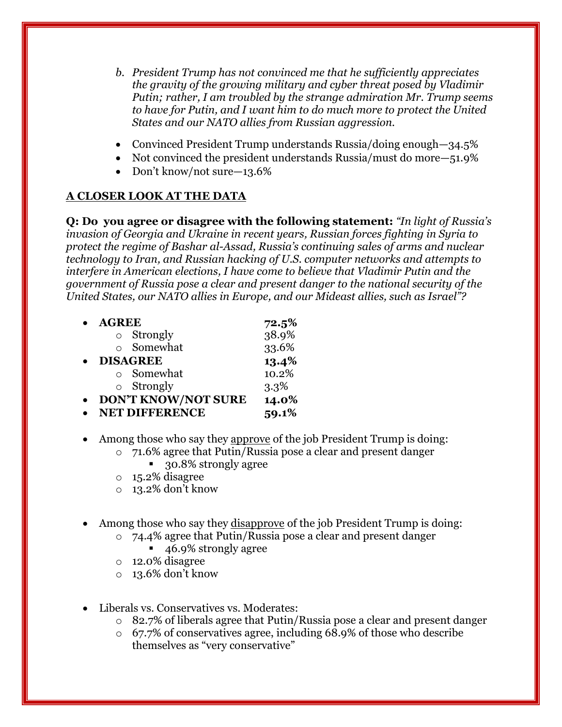b. *President Trump has not convinced me that he sufficiently appreciates the gravity of the growing military and cyber threat posed by Vladimir Putin; rather, I am troubled by the strange admiration Mr. Trump seems to have for Putin, and I want him to do much more to protect the United States and our NATO allies from Russian aggression.*

- Convinced President Trump understands Russia/doing enough—34.5%
- Not convinced the president understands Russia/must do more—51.9%
- Don't know/not sure—13.6%

## A CLOSER LOOK AT THE DATA

**Q: Do you agree or disagree with the following statement:** *"In light of Russia's invasion of Georgia and Ukraine in recent years, Russian forces fighting in Syria to protect the regime of Bashar al-Assad, Russia's continuing sales of arms and nuclear technology to Iran, and Russian hacking of U.S. computer networks and attempts to interfere in American elections, I have come to believe that Vladimir Putin and the government of Russia pose a clear and present danger to the national security of the United States, our NATO allies in Europe, and our Mideast allies, such as Israel"?*

- **AGREE** **72.5%**
  - Strongly 38.9%
  - Somewhat 33.6%
- **DISAGREE** **13.4%**
  - Somewhat 10.2%
  - Strongly 3.3%
- **DON'T KNOW/NOT SURE** **14.0%**
- **NET DIFFERENCE** **59.1%**

- Among those who say they approve of the job President Trump is doing:
  - 71.6% agree that Putin/Russia pose a clear and present danger
    - 30.8% strongly agree
  - 15.2% disagree
  - 13.2% don't know

- Among those who say they disapprove of the job President Trump is doing:
  - 74.4% agree that Putin/Russia pose a clear and present danger
    - 46.9% strongly agree
  - 12.0% disagree
  - 13.6% don't know

- Liberals vs. Conservatives vs. Moderates:
  - 82.7% of liberals agree that Putin/Russia pose a clear and present danger
  - 67.7% of conservatives agree, including 68.9% of those who describe themselves as "very conservative"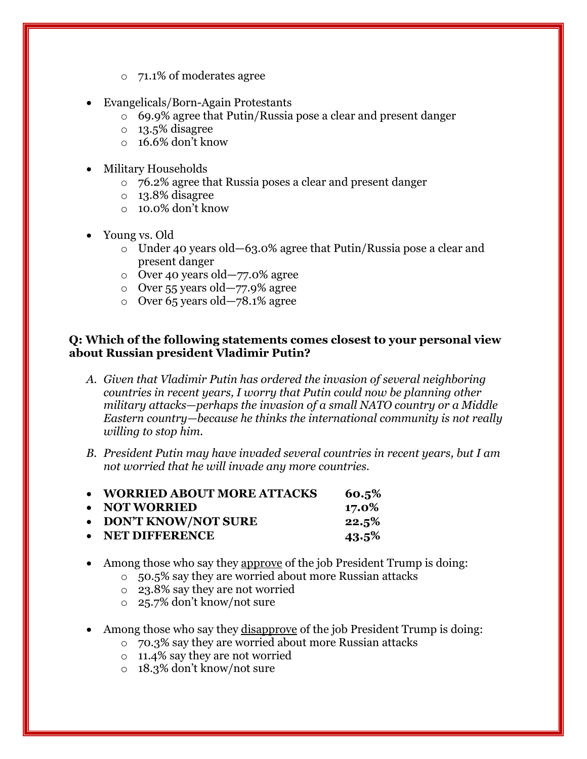- 71.1% of moderates agree

- Evangelicals/Born-Again Protestants
  - 69.9% agree that Putin/Russia pose a clear and present danger
  - 13.5% disagree
  - 16.6% don't know

- Military Households
  - 76.2% agree that Russia poses a clear and present danger
  - 13.8% disagree
  - 10.0% don't know

- Young vs. Old
  - Under 40 years old—63.0% agree that Putin/Russia pose a clear and present danger
  - Over 40 years old—77.0% agree
  - Over 55 years old—77.9% agree
  - Over 65 years old—78.1% agree

**Q: Which of the following statements comes closest to your personal view about Russian president Vladimir Putin?**

A. *Given that Vladimir Putin has ordered the invasion of several neighboring countries in recent years, I worry that Putin could now be planning other military attacks—perhaps the invasion of a small NATO country or a Middle Eastern country—because he thinks the international community is not really willing to stop him.*

B. *President Putin may have invaded several countries in recent years, but I am not worried that he will invade any more countries.*

- **WORRIED ABOUT MORE ATTACKS** **60.5%**
- **NOT WORRIED** **17.0%**
- **DON'T KNOW/NOT SURE** **22.5%**
- **NET DIFFERENCE** **43.5%**

- Among those who say they <u>approve</u> of the job President Trump is doing:
  - 50.5% say they are worried about more Russian attacks
  - 23.8% say they are not worried
  - 25.7% don't know/not sure

- Among those who say they <u>disapprove</u> of the job President Trump is doing:
  - 70.3% say they are worried about more Russian attacks
  - 11.4% say they are not worried
  - 18.3% don't know/not sure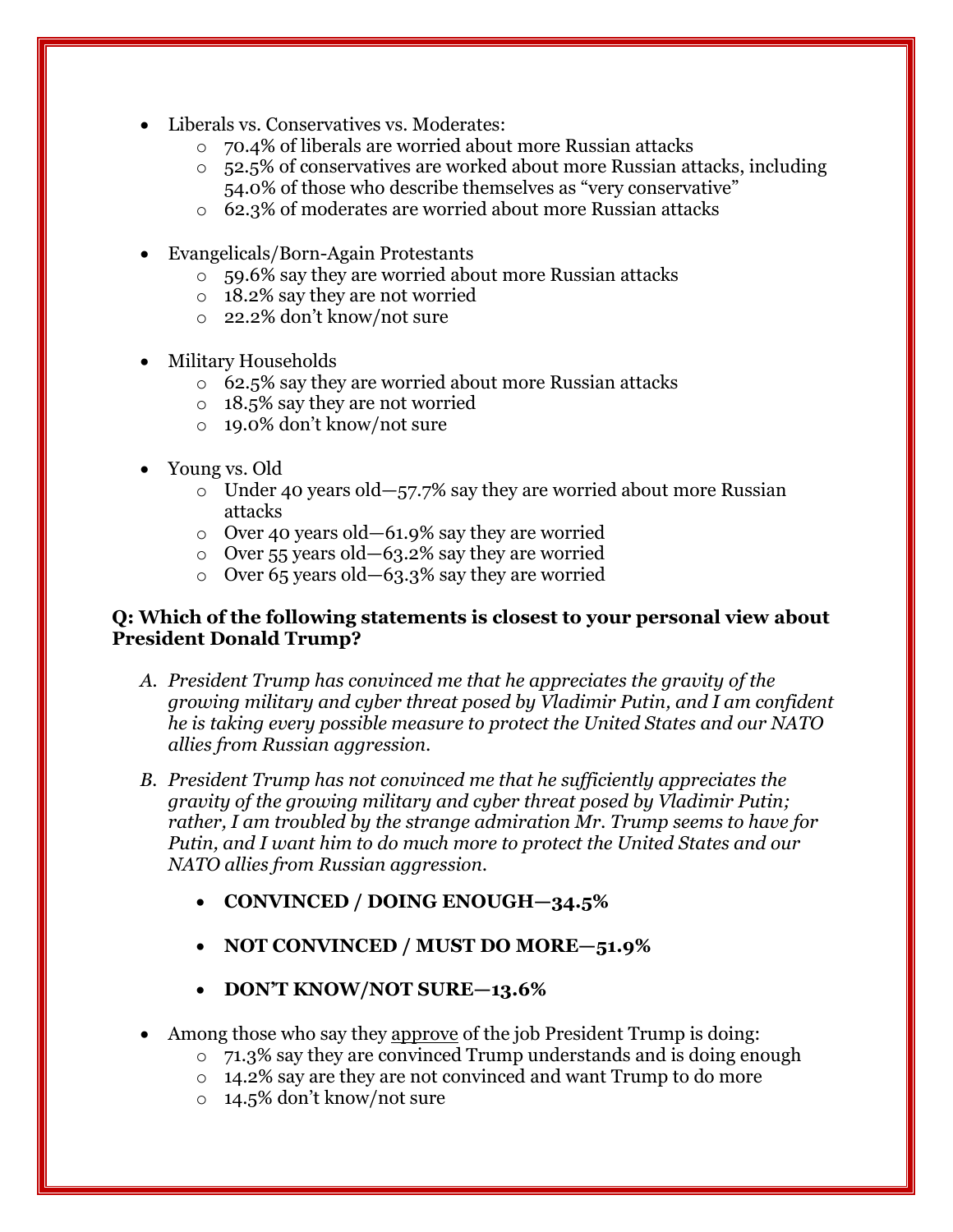- Liberals vs. Conservatives vs. Moderates:
  - 70.4% of liberals are worried about more Russian attacks
  - 52.5% of conservatives are worked about more Russian attacks, including 54.0% of those who describe themselves as "very conservative"
  - 62.3% of moderates are worried about more Russian attacks

- Evangelicals/Born-Again Protestants
  - 59.6% say they are worried about more Russian attacks
  - 18.2% say they are not worried
  - 22.2% don't know/not sure

- Military Households
  - 62.5% say they are worried about more Russian attacks
  - 18.5% say they are not worried
  - 19.0% don't know/not sure

- Young vs. Old
  - Under 40 years old—57.7% say they are worried about more Russian attacks
  - Over 40 years old—61.9% say they are worried
  - Over 55 years old—63.2% say they are worried
  - Over 65 years old—63.3% say they are worried

**Q: Which of the following statements is closest to your personal view about President Donald Trump?**

A. *President Trump has convinced me that he appreciates the gravity of the growing military and cyber threat posed by Vladimir Putin, and I am confident he is taking every possible measure to protect the United States and our NATO allies from Russian aggression.*

B. *President Trump has not convinced me that he sufficiently appreciates the gravity of the growing military and cyber threat posed by Vladimir Putin; rather, I am troubled by the strange admiration Mr. Trump seems to have for Putin, and I want him to do much more to protect the United States and our NATO allies from Russian aggression.*

- **CONVINCED / DOING ENOUGH—34.5%**
- **NOT CONVINCED / MUST DO MORE—51.9%**
- **DON'T KNOW/NOT SURE—13.6%**

- Among those who say they approve of the job President Trump is doing:
  - 71.3% say they are convinced Trump understands and is doing enough
  - 14.2% say are they are not convinced and want Trump to do more
  - 14.5% don't know/not sure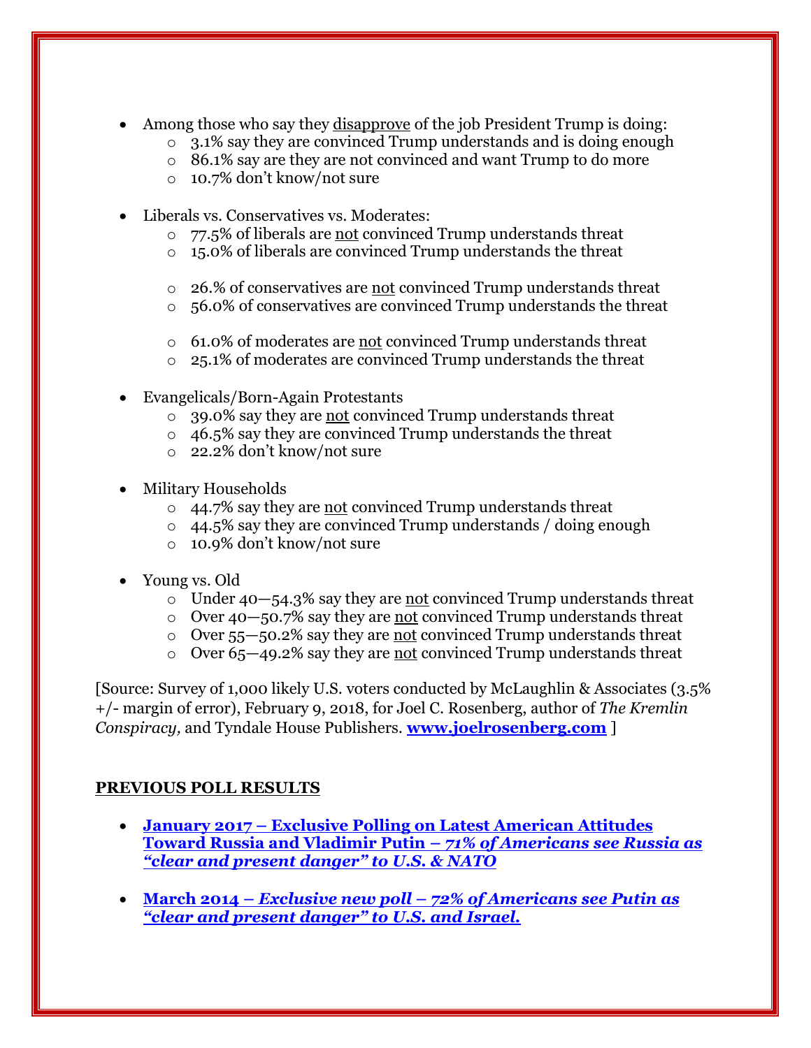- Among those who say they <u>disapprove</u> of the job President Trump is doing:
  - 3.1% say they are convinced Trump understands and is doing enough
  - 86.1% say are they are not convinced and want Trump to do more
  - 10.7% don't know/not sure

- Liberals vs. Conservatives vs. Moderates:
  - 77.5% of liberals are <u>not</u> convinced Trump understands threat
  - 15.0% of liberals are convinced Trump understands the threat

  - 26.% of conservatives are <u>not</u> convinced Trump understands threat
  - 56.0% of conservatives are convinced Trump understands the threat

  - 61.0% of moderates are <u>not</u> convinced Trump understands threat
  - 25.1% of moderates are convinced Trump understands the threat

- Evangelicals/Born-Again Protestants
  - 39.0% say they are <u>not</u> convinced Trump understands threat
  - 46.5% say they are convinced Trump understands the threat
  - 22.2% don't know/not sure

- Military Households
  - 44.7% say they are <u>not</u> convinced Trump understands threat
  - 44.5% say they are convinced Trump understands / doing enough
  - 10.9% don't know/not sure

- Young vs. Old
  - Under 40—54.3% say they are <u>not</u> convinced Trump understands threat
  - Over 40—50.7% say they are <u>not</u> convinced Trump understands threat
  - Over 55—50.2% say they are <u>not</u> convinced Trump understands threat
  - Over 65—49.2% say they are <u>not</u> convinced Trump understands threat

[Source: Survey of 1,000 likely U.S. voters conducted by McLaughlin & Associates (3.5% +/- margin of error), February 9, 2018, for Joel C. Rosenberg, author of *The Kremlin Conspiracy,* and Tyndale House Publishers. **www.joelrosenberg.com** ]

**<u>PREVIOUS POLL RESULTS</u>**

- **<u>January 2017 – Exclusive Polling on Latest American Attitudes Toward Russia and Vladimir Putin – *71% of Americans see Russia as "clear and present danger" to U.S. & NATO*</u>**

- **<u>March 2014 – *Exclusive new poll – 72% of Americans see Putin as "clear and present danger" to U.S. and Israel.*</u>**